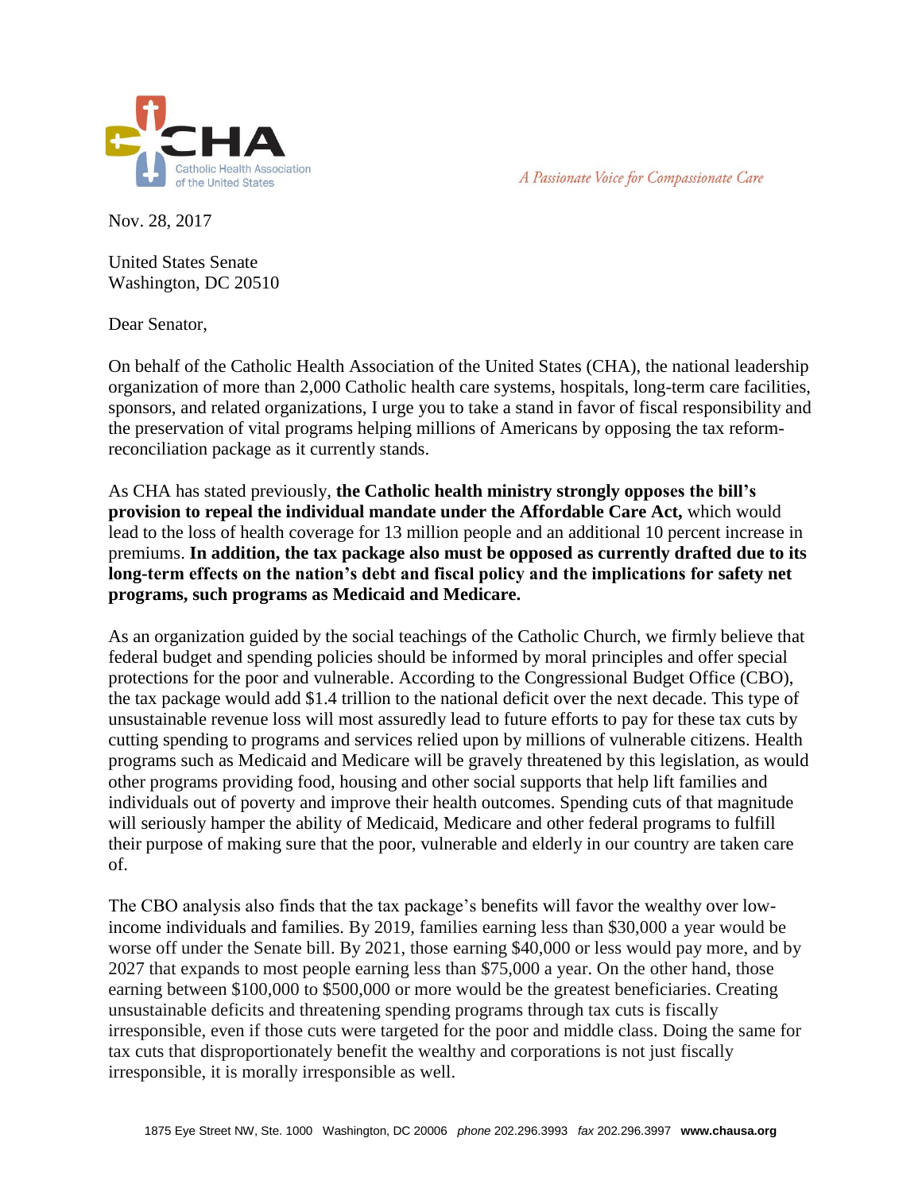CHA

Catholic Health Association of the United States

*A Passionate Voice for Compassionate Care*

Nov. 28, 2017

United States Senate
Washington, DC 20510

Dear Senator,

On behalf of the Catholic Health Association of the United States (CHA), the national leadership organization of more than 2,000 Catholic health care systems, hospitals, long-term care facilities, sponsors, and related organizations, I urge you to take a stand in favor of fiscal responsibility and the preservation of vital programs helping millions of Americans by opposing the tax reform-reconciliation package as it currently stands.

As CHA has stated previously, **the Catholic health ministry strongly opposes the bill's provision to repeal the individual mandate under the Affordable Care Act,** which would lead to the loss of health coverage for 13 million people and an additional 10 percent increase in premiums. **In addition, the tax package also must be opposed as currently drafted due to its long-term effects on the nation's debt and fiscal policy and the implications for safety net programs, such programs as Medicaid and Medicare.**

As an organization guided by the social teachings of the Catholic Church, we firmly believe that federal budget and spending policies should be informed by moral principles and offer special protections for the poor and vulnerable. According to the Congressional Budget Office (CBO), the tax package would add $1.4 trillion to the national deficit over the next decade. This type of unsustainable revenue loss will most assuredly lead to future efforts to pay for these tax cuts by cutting spending to programs and services relied upon by millions of vulnerable citizens. Health programs such as Medicaid and Medicare will be gravely threatened by this legislation, as would other programs providing food, housing and other social supports that help lift families and individuals out of poverty and improve their health outcomes. Spending cuts of that magnitude will seriously hamper the ability of Medicaid, Medicare and other federal programs to fulfill their purpose of making sure that the poor, vulnerable and elderly in our country are taken care of.

The CBO analysis also finds that the tax package's benefits will favor the wealthy over low-income individuals and families. By 2019, families earning less than $30,000 a year would be worse off under the Senate bill. By 2021, those earning $40,000 or less would pay more, and by 2027 that expands to most people earning less than $75,000 a year. On the other hand, those earning between $100,000 to $500,000 or more would be the greatest beneficiaries. Creating unsustainable deficits and threatening spending programs through tax cuts is fiscally irresponsible, even if those cuts were targeted for the poor and middle class. Doing the same for tax cuts that disproportionately benefit the wealthy and corporations is not just fiscally irresponsible, it is morally irresponsible as well.

1875 Eye Street NW, Ste. 1000 Washington, DC 20006 *phone* 202.296.3993 *fax* 202.296.3997 **www.chausa.org**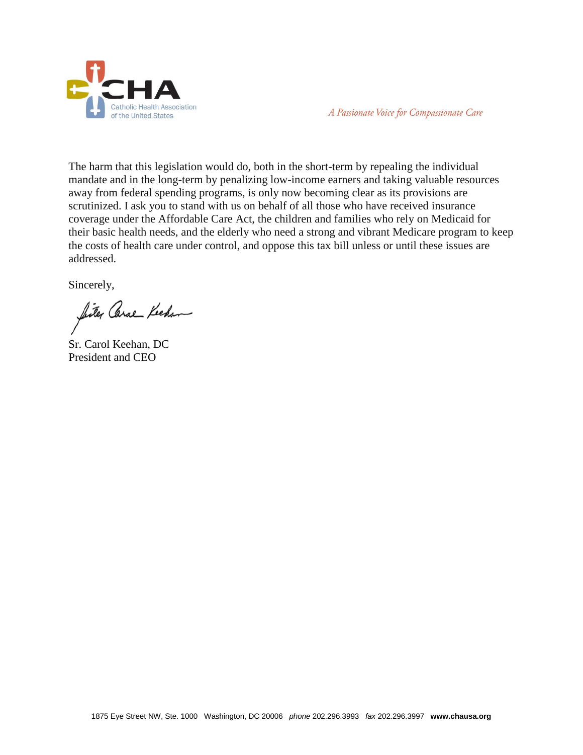The harm that this legislation would do, both in the short-term by repealing the individual mandate and in the long-term by penalizing low-income earners and taking valuable resources away from federal spending programs, is only now becoming clear as its provisions are scrutinized. I ask you to stand with us on behalf of all those who have received insurance coverage under the Affordable Care Act, the children and families who rely on Medicaid for their basic health needs, and the elderly who need a strong and vibrant Medicare program to keep the costs of health care under control, and oppose this tax bill unless or until these issues are addressed.

Sincerely,

Sr. Carol Keehan, DC
President and CEO